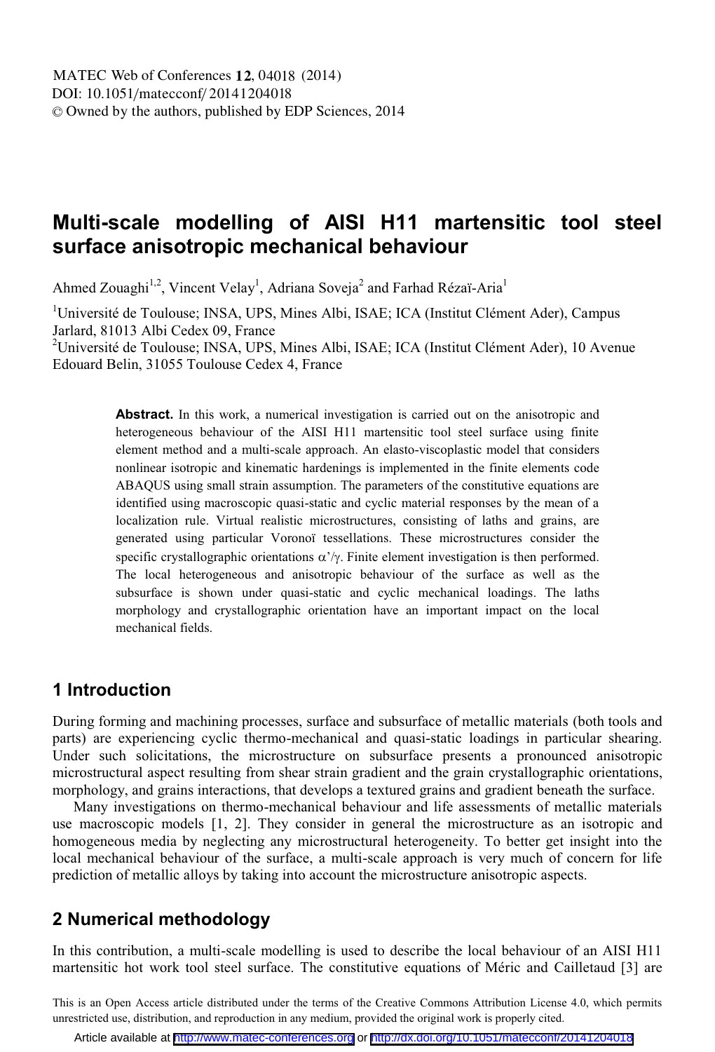# Multi-scale modelling of AISI H11 martensitic tool steel surface anisotropic mechanical behaviour

Ahmed Zouaghi[1,2], Vincent Velay[1], Adriana Soveja[2] and Farhad Rézaï-Aria[1]

[1]Université de Toulouse; INSA, UPS, Mines Albi, ISAE; ICA (Institut Clément Ader), Campus Jarlard, 81013 Albi Cedex 09, France

[2]Université de Toulouse; INSA, UPS, Mines Albi, ISAE; ICA (Institut Clément Ader), 10 Avenue Edouard Belin, 31055 Toulouse Cedex 4, France

**Abstract.** In this work, a numerical investigation is carried out on the anisotropic and heterogeneous behaviour of the AISI H11 martensitic tool steel surface using finite element method and a multi-scale approach. An elasto-viscoplastic model that considers nonlinear isotropic and kinematic hardenings is implemented in the finite elements code ABAQUS using small strain assumption. The parameters of the constitutive equations are identified using macroscopic quasi-static and cyclic material responses by the mean of a localization rule. Virtual realistic microstructures, consisting of laths and grains, are generated using particular Voronoï tessellations. These microstructures consider the specific crystallographic orientations $\alpha'/\gamma$. Finite element investigation is then performed. The local heterogeneous and anisotropic behaviour of the surface as well as the subsurface is shown under quasi-static and cyclic mechanical loadings. The laths morphology and crystallographic orientation have an important impact on the local mechanical fields.

## 1 Introduction

During forming and machining processes, surface and subsurface of metallic materials (both tools and parts) are experiencing cyclic thermo-mechanical and quasi-static loadings in particular shearing. Under such solicitations, the microstructure on subsurface presents a pronounced anisotropic microstructural aspect resulting from shear strain gradient and the grain crystallographic orientations, morphology, and grains interactions, that develops a textured grains and gradient beneath the surface.

Many investigations on thermo-mechanical behaviour and life assessments of metallic materials use macroscopic models [1, 2]. They consider in general the microstructure as an isotropic and homogeneous media by neglecting any microstructural heterogeneity. To better get insight into the local mechanical behaviour of the surface, a multi-scale approach is very much of concern for life prediction of metallic alloys by taking into account the microstructure anisotropic aspects.

## 2 Numerical methodology

In this contribution, a multi-scale modelling is used to describe the local behaviour of an AISI H11 martensitic hot work tool steel surface. The constitutive equations of Méric and Cailletaud [3] are

This is an Open Access article distributed under the terms of the Creative Commons Attribution License 4.0, which permits unrestricted use, distribution, and reproduction in any medium, provided the original work is properly cited.

Article available at http://www.matec-conferences.org or http://dx.doi.org/10.1051/matecconf/20141204018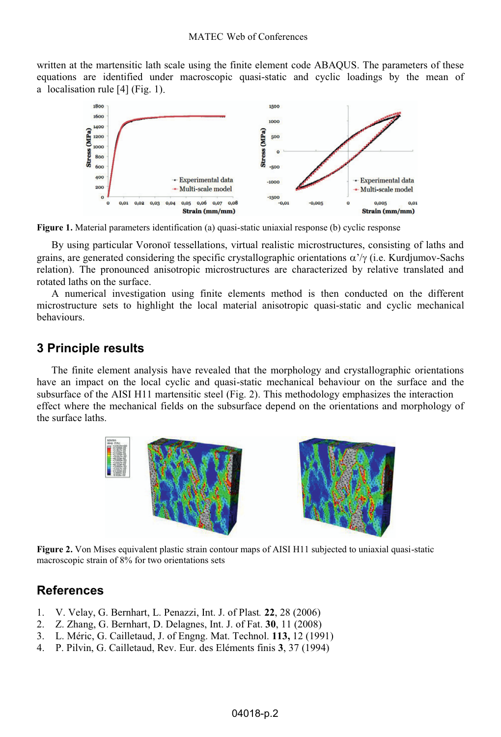written at the martensitic lath scale using the finite element code ABAQUS. The parameters of these equations are identified under macroscopic quasi-static and cyclic loadings by the mean of a localisation rule [4] (Fig. 1).

Stress (MPa)
1800
1600
1400
1200
1000
800
600
400
200
0
0 0,01 0,02 0,03 0,04 0,05 0,06 0,07 0,08
Strain (mm/mm)
Experimental data
Multi-scale model

Stress (MPa)
1500
1000
500
0
-500
-1000
-1500
-0,01 -0,005 0 0,005 0,01
Strain (mm/mm)
Experimental data
Multi-scale model

**Figure 1.** Material parameters identification (a) quasi-static uniaxial response (b) cyclic response

By using particular Voronoï tessellations, virtual realistic microstructures, consisting of laths and grains, are generated considering the specific crystallographic orientations $\alpha'/\gamma$ (i.e. Kurdjumov-Sachs relation). The pronounced anisotropic microstructures are characterized by relative translated and rotated laths on the surface.

A numerical investigation using finite elements method is then conducted on the different microstructure sets to highlight the local material anisotropic quasi-static and cyclic mechanical behaviours.

## 3 Principle results

The finite element analysis have revealed that the morphology and crystallographic orientations have an impact on the local cyclic and quasi-static mechanical behaviour on the surface and the subsurface of the AISI H11 martensitic steel (Fig. 2). This methodology emphasizes the interaction effect where the mechanical fields on the subsurface depend on the orientations and morphology of the surface laths.

**Figure 2.** Von Mises equivalent plastic strain contour maps of AISI H11 subjected to uniaxial quasi-static macroscopic strain of 8% for two orientations sets

## References

1. V. Velay, G. Bernhart, L. Penazzi, Int. J. of Plast. **22**, 28 (2006)
2. Z. Zhang, G. Bernhart, D. Delagnes, Int. J. of Fat. **30**, 11 (2008)
3. L. Méric, G. Cailletaud, J. of Engng. Mat. Technol. **113,** 12 (1991)
4. P. Pilvin, G. Cailletaud, Rev. Eur. des Eléments finis **3**, 37 (1994)